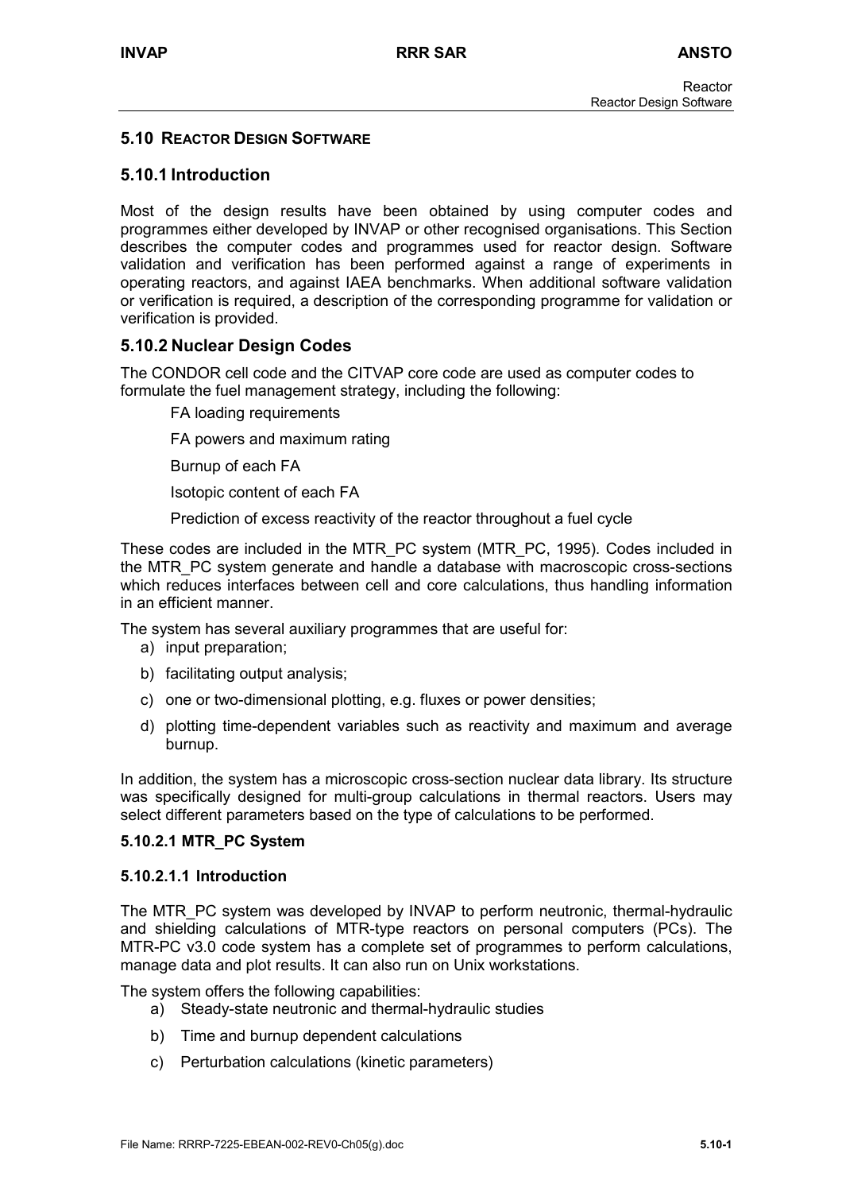## 5.10 REACTOR DESIGN SOFTWARE

### 5.10.1 Introduction

Most of the design results have been obtained by using computer codes and programmes either developed by INVAP or other recognised organisations. This Section describes the computer codes and programmes used for reactor design. Software validation and verification has been performed against a range of experiments in operating reactors, and against IAEA benchmarks. When additional software validation or verification is required, a description of the corresponding programme for validation or verification is provided.

### 5.10.2 Nuclear Design Codes

The CONDOR cell code and the CITVAP core code are used as computer codes to formulate the fuel management strategy, including the following:

- FA loading requirements
- FA powers and maximum rating
- Burnup of each FA
- Isotopic content of each FA
- Prediction of excess reactivity of the reactor throughout a fuel cycle

These codes are included in the MTR_PC system (MTR_PC, 1995). Codes included in the MTR_PC system generate and handle a database with macroscopic cross-sections which reduces interfaces between cell and core calculations, thus handling information in an efficient manner.

The system has several auxiliary programmes that are useful for:

a) input preparation;
b) facilitating output analysis;
c) one or two-dimensional plotting, e.g. fluxes or power densities;
d) plotting time-dependent variables such as reactivity and maximum and average burnup.

In addition, the system has a microscopic cross-section nuclear data library. Its structure was specifically designed for multi-group calculations in thermal reactors. Users may select different parameters based on the type of calculations to be performed.

#### 5.10.2.1 MTR_PC System

##### 5.10.2.1.1 Introduction

The MTR_PC system was developed by INVAP to perform neutronic, thermal-hydraulic and shielding calculations of MTR-type reactors on personal computers (PCs). The MTR-PC v3.0 code system has a complete set of programmes to perform calculations, manage data and plot results. It can also run on Unix workstations.

The system offers the following capabilities:

a) Steady-state neutronic and thermal-hydraulic studies
b) Time and burnup dependent calculations
c) Perturbation calculations (kinetic parameters)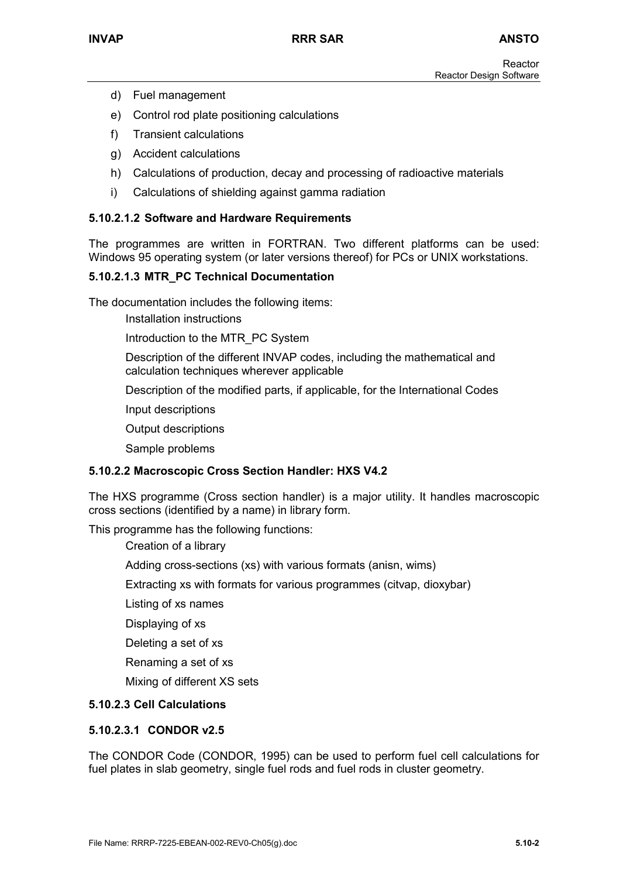d) Fuel management

e) Control rod plate positioning calculations

f) Transient calculations

g) Accident calculations

h) Calculations of production, decay and processing of radioactive materials

i) Calculations of shielding against gamma radiation

#### 5.10.2.1.2 Software and Hardware Requirements

The programmes are written in FORTRAN. Two different platforms can be used: Windows 95 operating system (or later versions thereof) for PCs or UNIX workstations.

#### 5.10.2.1.3 MTR_PC Technical Documentation

The documentation includes the following items:

Installation instructions

Introduction to the MTR_PC System

Description of the different INVAP codes, including the mathematical and calculation techniques wherever applicable

Description of the modified parts, if applicable, for the International Codes

Input descriptions

Output descriptions

Sample problems

### 5.10.2.2 Macroscopic Cross Section Handler: HXS V4.2

The HXS programme (Cross section handler) is a major utility. It handles macroscopic cross sections (identified by a name) in library form.

This programme has the following functions:

Creation of a library

Adding cross-sections (xs) with various formats (anisn, wims)

Extracting xs with formats for various programmes (citvap, dioxybar)

Listing of xs names

Displaying of xs

Deleting a set of xs

Renaming a set of xs

Mixing of different XS sets

### 5.10.2.3 Cell Calculations

#### 5.10.2.3.1 CONDOR v2.5

The CONDOR Code (CONDOR, 1995) can be used to perform fuel cell calculations for fuel plates in slab geometry, single fuel rods and fuel rods in cluster geometry.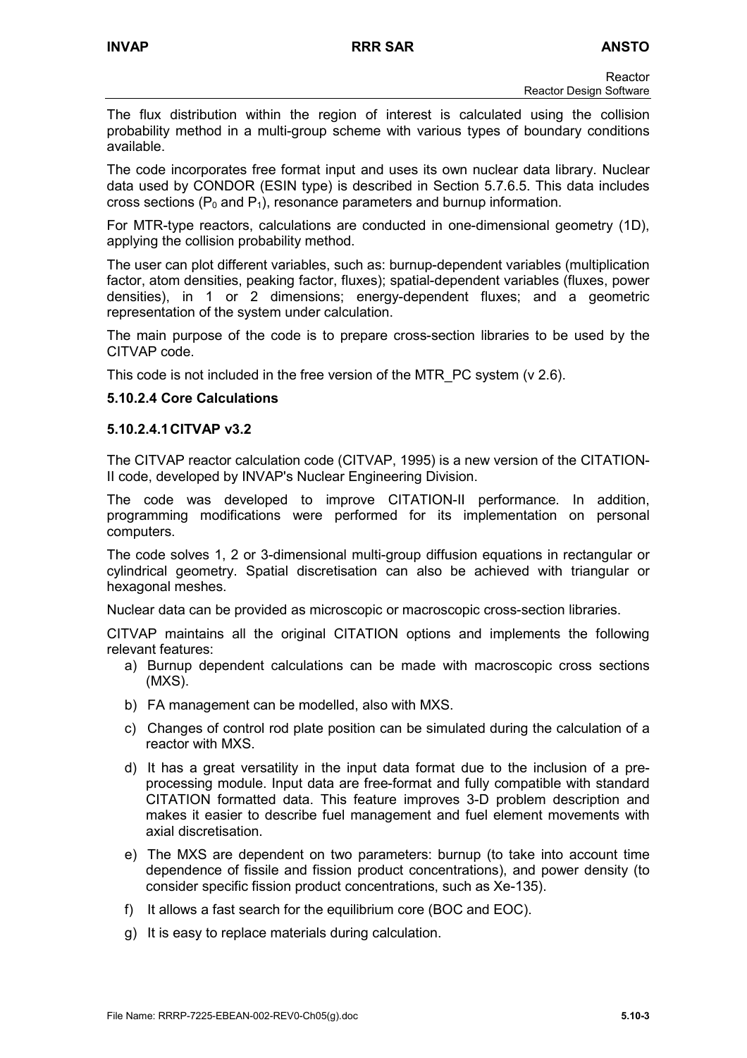The flux distribution within the region of interest is calculated using the collision probability method in a multi-group scheme with various types of boundary conditions available.

The code incorporates free format input and uses its own nuclear data library. Nuclear data used by CONDOR (ESIN type) is described in Section 5.7.6.5. This data includes cross sections ($P_0$ and $P_1$), resonance parameters and burnup information.

For MTR-type reactors, calculations are conducted in one-dimensional geometry (1D), applying the collision probability method.

The user can plot different variables, such as: burnup-dependent variables (multiplication factor, atom densities, peaking factor, fluxes); spatial-dependent variables (fluxes, power densities), in 1 or 2 dimensions; energy-dependent fluxes; and a geometric representation of the system under calculation.

The main purpose of the code is to prepare cross-section libraries to be used by the CITVAP code.

This code is not included in the free version of the MTR_PC system (v 2.6).

#### 5.10.2.4 Core Calculations

##### 5.10.2.4.1 CITVAP v3.2

The CITVAP reactor calculation code (CITVAP, 1995) is a new version of the CITATION-II code, developed by INVAP's Nuclear Engineering Division.

The code was developed to improve CITATION-II performance. In addition, programming modifications were performed for its implementation on personal computers.

The code solves 1, 2 or 3-dimensional multi-group diffusion equations in rectangular or cylindrical geometry. Spatial discretisation can also be achieved with triangular or hexagonal meshes.

Nuclear data can be provided as microscopic or macroscopic cross-section libraries.

CITVAP maintains all the original CITATION options and implements the following relevant features:

a) Burnup dependent calculations can be made with macroscopic cross sections (MXS).

b) FA management can be modelled, also with MXS.

c) Changes of control rod plate position can be simulated during the calculation of a reactor with MXS.

d) It has a great versatility in the input data format due to the inclusion of a pre-processing module. Input data are free-format and fully compatible with standard CITATION formatted data. This feature improves 3-D problem description and makes it easier to describe fuel management and fuel element movements with axial discretisation.

e) The MXS are dependent on two parameters: burnup (to take into account time dependence of fissile and fission product concentrations), and power density (to consider specific fission product concentrations, such as Xe-135).

f) It allows a fast search for the equilibrium core (BOC and EOC).

g) It is easy to replace materials during calculation.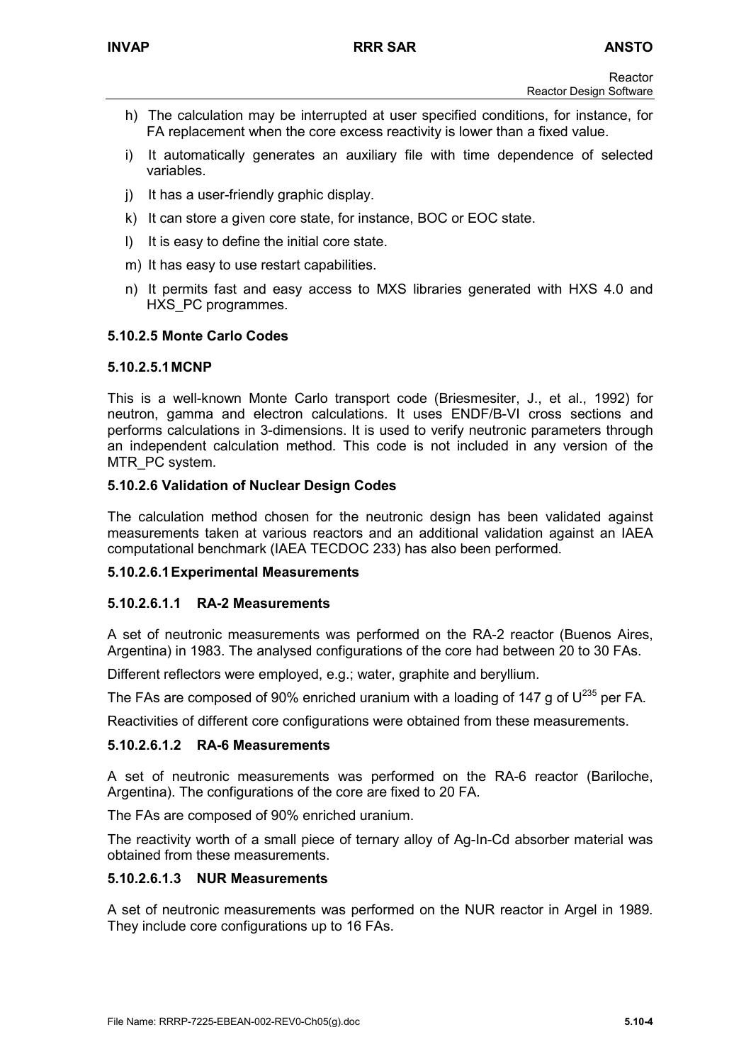h) The calculation may be interrupted at user specified conditions, for instance, for FA replacement when the core excess reactivity is lower than a fixed value.

i) It automatically generates an auxiliary file with time dependence of selected variables.

j) It has a user-friendly graphic display.

k) It can store a given core state, for instance, BOC or EOC state.

l) It is easy to define the initial core state.

m) It has easy to use restart capabilities.

n) It permits fast and easy access to MXS libraries generated with HXS 4.0 and HXS_PC programmes.

### 5.10.2.5 Monte Carlo Codes

#### 5.10.2.5.1 MCNP

This is a well-known Monte Carlo transport code (Briesmesiter, J., et al., 1992) for neutron, gamma and electron calculations. It uses ENDF/B-VI cross sections and performs calculations in 3-dimensions. It is used to verify neutronic parameters through an independent calculation method. This code is not included in any version of the MTR_PC system.

### 5.10.2.6 Validation of Nuclear Design Codes

The calculation method chosen for the neutronic design has been validated against measurements taken at various reactors and an additional validation against an IAEA computational benchmark (IAEA TECDOC 233) has also been performed.

#### 5.10.2.6.1 Experimental Measurements

##### 5.10.2.6.1.1 RA-2 Measurements

A set of neutronic measurements was performed on the RA-2 reactor (Buenos Aires, Argentina) in 1983. The analysed configurations of the core had between 20 to 30 FAs.

Different reflectors were employed, e.g.; water, graphite and beryllium.

The FAs are composed of 90% enriched uranium with a loading of 147 g of $U^{235}$ per FA.

Reactivities of different core configurations were obtained from these measurements.

##### 5.10.2.6.1.2 RA-6 Measurements

A set of neutronic measurements was performed on the RA-6 reactor (Bariloche, Argentina). The configurations of the core are fixed to 20 FA.

The FAs are composed of 90% enriched uranium.

The reactivity worth of a small piece of ternary alloy of Ag-In-Cd absorber material was obtained from these measurements.

##### 5.10.2.6.1.3 NUR Measurements

A set of neutronic measurements was performed on the NUR reactor in Argel in 1989. They include core configurations up to 16 FAs.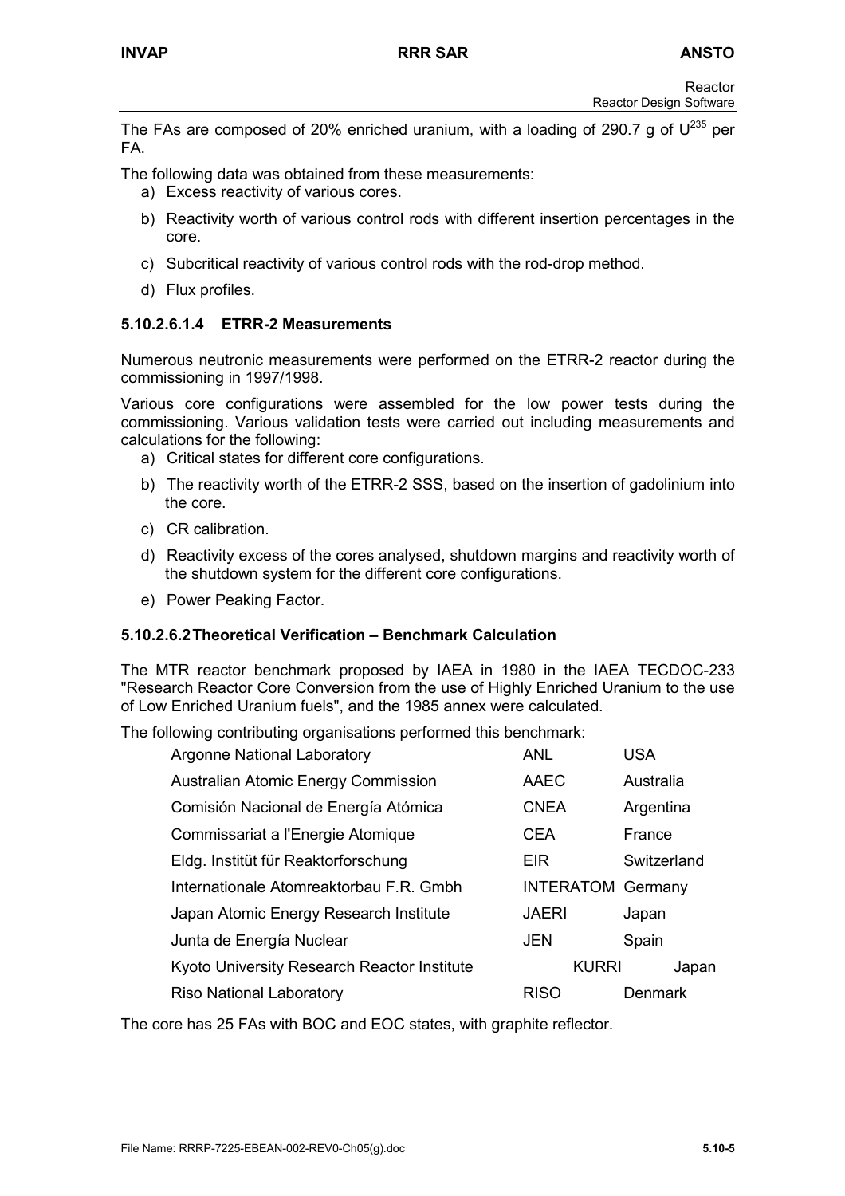The FAs are composed of 20% enriched uranium, with a loading of 290.7 g of $U^{235}$ per FA.

The following data was obtained from these measurements:

a) Excess reactivity of various cores.

b) Reactivity worth of various control rods with different insertion percentages in the core.

c) Subcritical reactivity of various control rods with the rod-drop method.

d) Flux profiles.

#### 5.10.2.6.1.4 ETRR-2 Measurements

Numerous neutronic measurements were performed on the ETRR-2 reactor during the commissioning in 1997/1998.

Various core configurations were assembled for the low power tests during the commissioning. Various validation tests were carried out including measurements and calculations for the following:

a) Critical states for different core configurations.

b) The reactivity worth of the ETRR-2 SSS, based on the insertion of gadolinium into the core.

c) CR calibration.

d) Reactivity excess of the cores analysed, shutdown margins and reactivity worth of the shutdown system for the different core configurations.

e) Power Peaking Factor.

### 5.10.2.6.2 Theoretical Verification – Benchmark Calculation

The MTR reactor benchmark proposed by IAEA in 1980 in the IAEA TECDOC-233 "Research Reactor Core Conversion from the use of Highly Enriched Uranium to the use of Low Enriched Uranium fuels", and the 1985 annex were calculated.

The following contributing organisations performed this benchmark:

| | | |
|---|---|---|
| Argonne National Laboratory | ANL | USA |
| Australian Atomic Energy Commission | AAEC | Australia |
| Comisión Nacional de Energía Atómica | CNEA | Argentina |
| Commissariat a l'Energie Atomique | CEA | France |
| Eldg. Institüt für Reaktorforschung | EIR | Switzerland |
| Internationale Atomreaktorbau F.R. Gmbh | INTERATOM | Germany |
| Japan Atomic Energy Research Institute | JAERI | Japan |
| Junta de Energía Nuclear | JEN | Spain |
| Kyoto University Research Reactor Institute | KURRI | Japan |
| Riso National Laboratory | RISO | Denmark |

The core has 25 FAs with BOC and EOC states, with graphite reflector.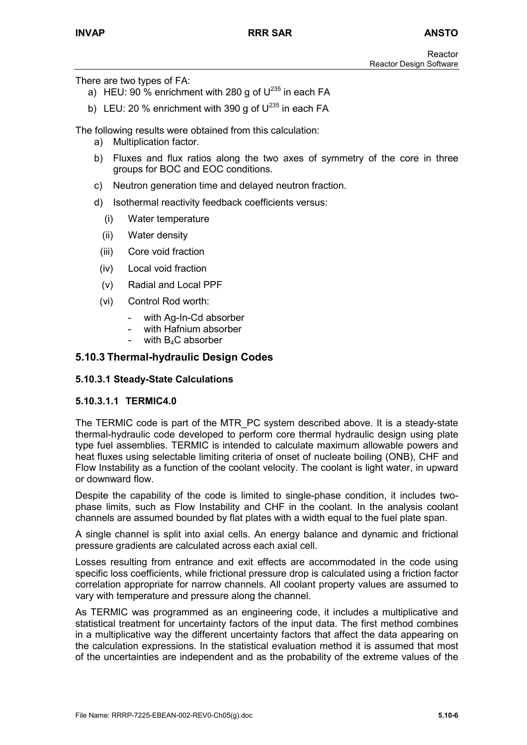There are two types of FA:

a) HEU: 90 % enrichment with 280 g of $U^{235}$ in each FA

b) LEU: 20 % enrichment with 390 g of $U^{235}$ in each FA

The following results were obtained from this calculation:

a) Multiplication factor.

b) Fluxes and flux ratios along the two axes of symmetry of the core in three groups for BOC and EOC conditions.

c) Neutron generation time and delayed neutron fraction.

d) Isothermal reactivity feedback coefficients versus:

   (i) Water temperature

   (ii) Water density

   (iii) Core void fraction

   (iv) Local void fraction

   (v) Radial and Local PPF

   (vi) Control Rod worth:

   - with Ag-In-Cd absorber
   - with Hafnium absorber
   - with $B_4C$ absorber

## 5.10.3 Thermal-hydraulic Design Codes

### 5.10.3.1 Steady-State Calculations

#### 5.10.3.1.1 TERMIC4.0

The TERMIC code is part of the MTR_PC system described above. It is a steady-state thermal-hydraulic code developed to perform core thermal hydraulic design using plate type fuel assemblies. TERMIC is intended to calculate maximum allowable powers and heat fluxes using selectable limiting criteria of onset of nucleate boiling (ONB), CHF and Flow Instability as a function of the coolant velocity. The coolant is light water, in upward or downward flow.

Despite the capability of the code is limited to single-phase condition, it includes two-phase limits, such as Flow Instability and CHF in the coolant. In the analysis coolant channels are assumed bounded by flat plates with a width equal to the fuel plate span.

A single channel is split into axial cells. An energy balance and dynamic and frictional pressure gradients are calculated across each axial cell.

Losses resulting from entrance and exit effects are accommodated in the code using specific loss coefficients, while frictional pressure drop is calculated using a friction factor correlation appropriate for narrow channels. All coolant property values are assumed to vary with temperature and pressure along the channel.

As TERMIC was programmed as an engineering code, it includes a multiplicative and statistical treatment for uncertainty factors of the input data. The first method combines in a multiplicative way the different uncertainty factors that affect the data appearing on the calculation expressions. In the statistical evaluation method it is assumed that most of the uncertainties are independent and as the probability of the extreme values of the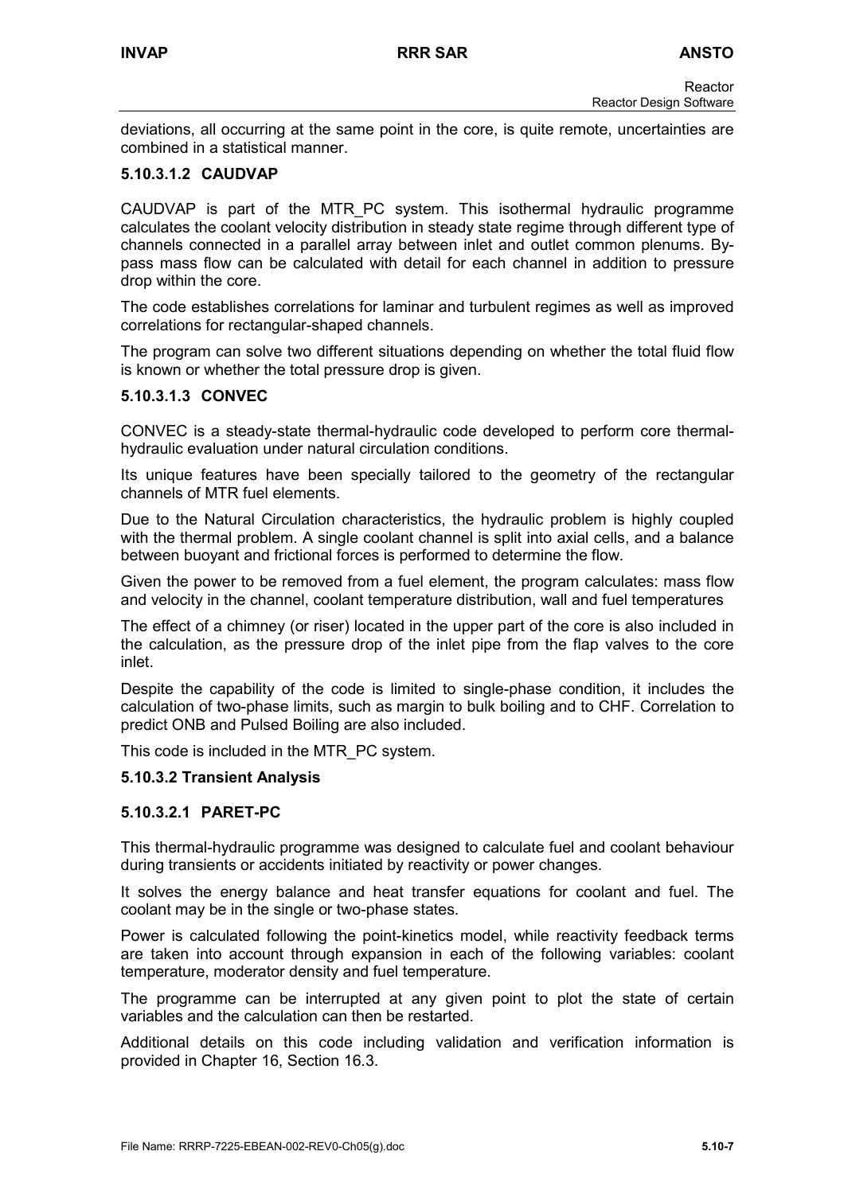deviations, all occurring at the same point in the core, is quite remote, uncertainties are combined in a statistical manner.

#### 5.10.3.1.2 CAUDVAP

CAUDVAP is part of the MTR_PC system. This isothermal hydraulic programme calculates the coolant velocity distribution in steady state regime through different type of channels connected in a parallel array between inlet and outlet common plenums. By-pass mass flow can be calculated with detail for each channel in addition to pressure drop within the core.

The code establishes correlations for laminar and turbulent regimes as well as improved correlations for rectangular-shaped channels.

The program can solve two different situations depending on whether the total fluid flow is known or whether the total pressure drop is given.

#### 5.10.3.1.3 CONVEC

CONVEC is a steady-state thermal-hydraulic code developed to perform core thermal-hydraulic evaluation under natural circulation conditions.

Its unique features have been specially tailored to the geometry of the rectangular channels of MTR fuel elements.

Due to the Natural Circulation characteristics, the hydraulic problem is highly coupled with the thermal problem. A single coolant channel is split into axial cells, and a balance between buoyant and frictional forces is performed to determine the flow.

Given the power to be removed from a fuel element, the program calculates: mass flow and velocity in the channel, coolant temperature distribution, wall and fuel temperatures

The effect of a chimney (or riser) located in the upper part of the core is also included in the calculation, as the pressure drop of the inlet pipe from the flap valves to the core inlet.

Despite the capability of the code is limited to single-phase condition, it includes the calculation of two-phase limits, such as margin to bulk boiling and to CHF. Correlation to predict ONB and Pulsed Boiling are also included.

This code is included in the MTR_PC system.

### 5.10.3.2 Transient Analysis

#### 5.10.3.2.1 PARET-PC

This thermal-hydraulic programme was designed to calculate fuel and coolant behaviour during transients or accidents initiated by reactivity or power changes.

It solves the energy balance and heat transfer equations for coolant and fuel. The coolant may be in the single or two-phase states.

Power is calculated following the point-kinetics model, while reactivity feedback terms are taken into account through expansion in each of the following variables: coolant temperature, moderator density and fuel temperature.

The programme can be interrupted at any given point to plot the state of certain variables and the calculation can then be restarted.

Additional details on this code including validation and verification information is provided in Chapter 16, Section 16.3.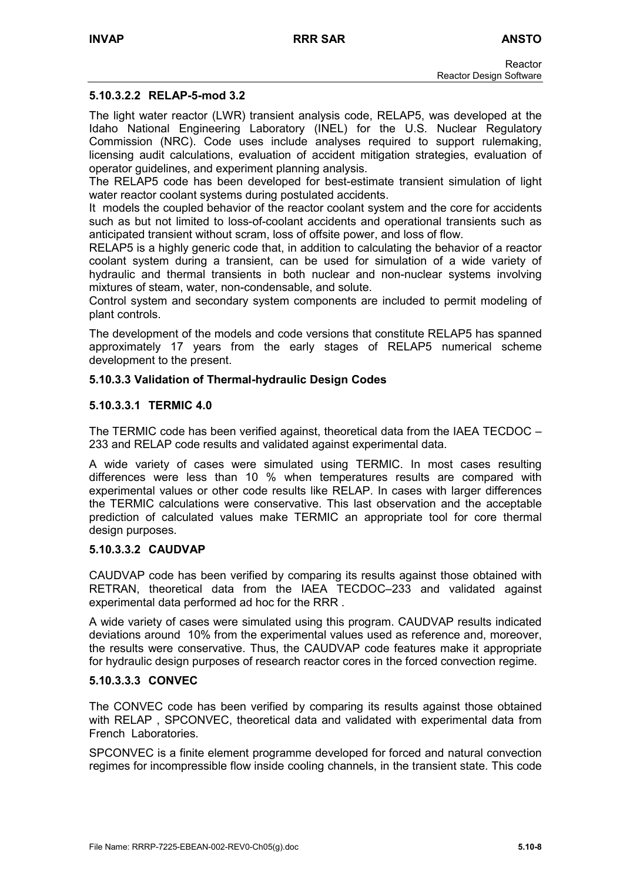#### 5.10.3.2.2 RELAP-5-mod 3.2

The light water reactor (LWR) transient analysis code, RELAP5, was developed at the Idaho National Engineering Laboratory (INEL) for the U.S. Nuclear Regulatory Commission (NRC). Code uses include analyses required to support rulemaking, licensing audit calculations, evaluation of accident mitigation strategies, evaluation of operator guidelines, and experiment planning analysis.

The RELAP5 code has been developed for best-estimate transient simulation of light water reactor coolant systems during postulated accidents.

It models the coupled behavior of the reactor coolant system and the core for accidents such as but not limited to loss-of-coolant accidents and operational transients such as anticipated transient without scram, loss of offsite power, and loss of flow.

RELAP5 is a highly generic code that, in addition to calculating the behavior of a reactor coolant system during a transient, can be used for simulation of a wide variety of hydraulic and thermal transients in both nuclear and non-nuclear systems involving mixtures of steam, water, non-condensable, and solute.

Control system and secondary system components are included to permit modeling of plant controls.

The development of the models and code versions that constitute RELAP5 has spanned approximately 17 years from the early stages of RELAP5 numerical scheme development to the present.

### 5.10.3.3 Validation of Thermal-hydraulic Design Codes

#### 5.10.3.3.1 TERMIC 4.0

The TERMIC code has been verified against, theoretical data from the IAEA TECDOC – 233 and RELAP code results and validated against experimental data.

A wide variety of cases were simulated using TERMIC. In most cases resulting differences were less than 10 % when temperatures results are compared with experimental values or other code results like RELAP. In cases with larger differences the TERMIC calculations were conservative. This last observation and the acceptable prediction of calculated values make TERMIC an appropriate tool for core thermal design purposes.

#### 5.10.3.3.2 CAUDVAP

CAUDVAP code has been verified by comparing its results against those obtained with RETRAN, theoretical data from the IAEA TECDOC–233 and validated against experimental data performed ad hoc for the RRR .

A wide variety of cases were simulated using this program. CAUDVAP results indicated deviations around 10% from the experimental values used as reference and, moreover, the results were conservative. Thus, the CAUDVAP code features make it appropriate for hydraulic design purposes of research reactor cores in the forced convection regime.

#### 5.10.3.3.3 CONVEC

The CONVEC code has been verified by comparing its results against those obtained with RELAP , SPCONVEC, theoretical data and validated with experimental data from French Laboratories.

SPCONVEC is a finite element programme developed for forced and natural convection regimes for incompressible flow inside cooling channels, in the transient state. This code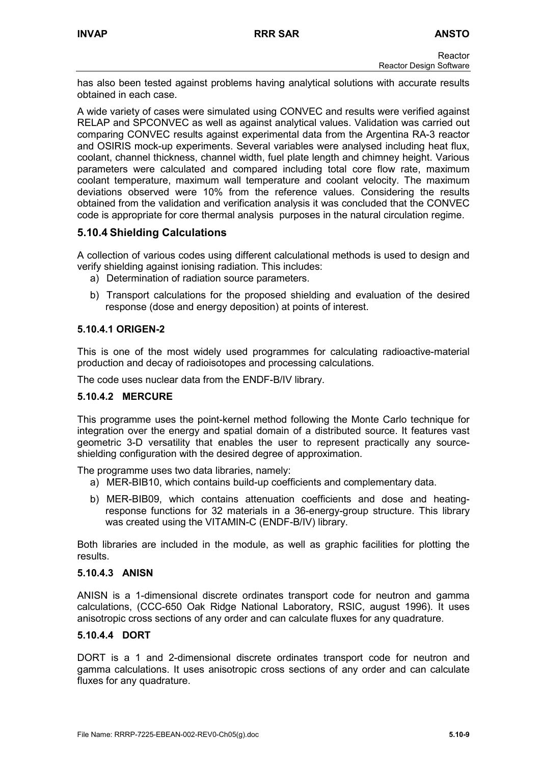has also been tested against problems having analytical solutions with accurate results obtained in each case.

A wide variety of cases were simulated using CONVEC and results were verified against RELAP and SPCONVEC as well as against analytical values. Validation was carried out comparing CONVEC results against experimental data from the Argentina RA-3 reactor and OSIRIS mock-up experiments. Several variables were analysed including heat flux, coolant, channel thickness, channel width, fuel plate length and chimney height. Various parameters were calculated and compared including total core flow rate, maximum coolant temperature, maximum wall temperature and coolant velocity. The maximum deviations observed were 10% from the reference values. Considering the results obtained from the validation and verification analysis it was concluded that the CONVEC code is appropriate for core thermal analysis purposes in the natural circulation regime.

### 5.10.4 Shielding Calculations

A collection of various codes using different calculational methods is used to design and verify shielding against ionising radiation. This includes:

a) Determination of radiation source parameters.

b) Transport calculations for the proposed shielding and evaluation of the desired response (dose and energy deposition) at points of interest.

#### 5.10.4.1 ORIGEN-2

This is one of the most widely used programmes for calculating radioactive-material production and decay of radioisotopes and processing calculations.

The code uses nuclear data from the ENDF-B/IV library.

#### 5.10.4.2 MERCURE

This programme uses the point-kernel method following the Monte Carlo technique for integration over the energy and spatial domain of a distributed source. It features vast geometric 3-D versatility that enables the user to represent practically any source-shielding configuration with the desired degree of approximation.

The programme uses two data libraries, namely:

a) MER-BIB10, which contains build-up coefficients and complementary data.

b) MER-BIB09, which contains attenuation coefficients and dose and heating-response functions for 32 materials in a 36-energy-group structure. This library was created using the VITAMIN-C (ENDF-B/IV) library.

Both libraries are included in the module, as well as graphic facilities for plotting the results.

#### 5.10.4.3 ANISN

ANISN is a 1-dimensional discrete ordinates transport code for neutron and gamma calculations, (CCC-650 Oak Ridge National Laboratory, RSIC, august 1996). It uses anisotropic cross sections of any order and can calculate fluxes for any quadrature.

#### 5.10.4.4 DORT

DORT is a 1 and 2-dimensional discrete ordinates transport code for neutron and gamma calculations. It uses anisotropic cross sections of any order and can calculate fluxes for any quadrature.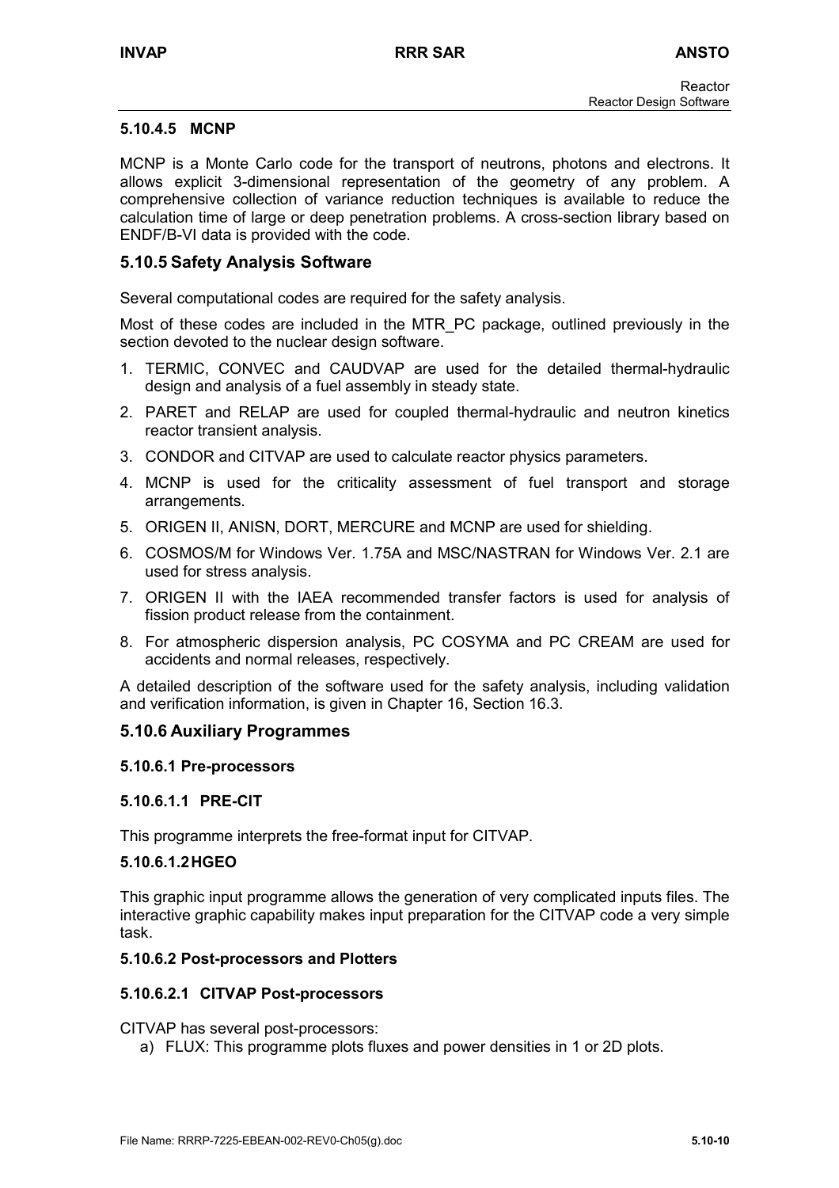#### 5.10.4.5 MCNP

MCNP is a Monte Carlo code for the transport of neutrons, photons and electrons. It allows explicit 3-dimensional representation of the geometry of any problem. A comprehensive collection of variance reduction techniques is available to reduce the calculation time of large or deep penetration problems. A cross-section library based on ENDF/B-VI data is provided with the code.

### 5.10.5 Safety Analysis Software

Several computational codes are required for the safety analysis.

Most of these codes are included in the MTR_PC package, outlined previously in the section devoted to the nuclear design software.

1. TERMIC, CONVEC and CAUDVAP are used for the detailed thermal-hydraulic design and analysis of a fuel assembly in steady state.
2. PARET and RELAP are used for coupled thermal-hydraulic and neutron kinetics reactor transient analysis.
3. CONDOR and CITVAP are used to calculate reactor physics parameters.
4. MCNP is used for the criticality assessment of fuel transport and storage arrangements.
5. ORIGEN II, ANISN, DORT, MERCURE and MCNP are used for shielding.
6. COSMOS/M for Windows Ver. 1.75A and MSC/NASTRAN for Windows Ver. 2.1 are used for stress analysis.
7. ORIGEN II with the IAEA recommended transfer factors is used for analysis of fission product release from the containment.
8. For atmospheric dispersion analysis, PC COSYMA and PC CREAM are used for accidents and normal releases, respectively.

A detailed description of the software used for the safety analysis, including validation and verification information, is given in Chapter 16, Section 16.3.

### 5.10.6 Auxiliary Programmes

#### 5.10.6.1 Pre-processors

##### 5.10.6.1.1 PRE-CIT

This programme interprets the free-format input for CITVAP.

##### 5.10.6.1.2 HGEO

This graphic input programme allows the generation of very complicated inputs files. The interactive graphic capability makes input preparation for the CITVAP code a very simple task.

#### 5.10.6.2 Post-processors and Plotters

##### 5.10.6.2.1 CITVAP Post-processors

CITVAP has several post-processors:

a) FLUX: This programme plots fluxes and power densities in 1 or 2D plots.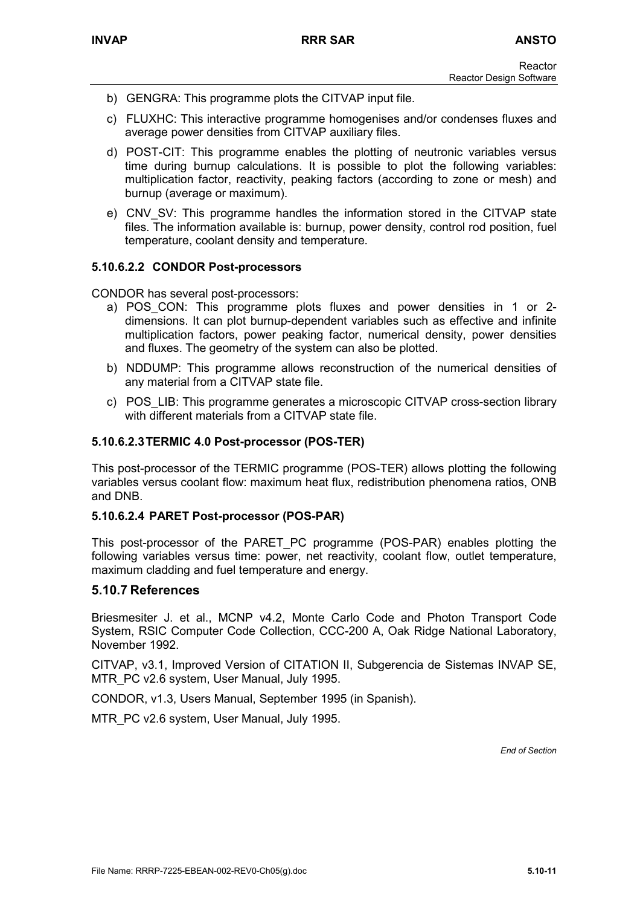b) GENGRA: This programme plots the CITVAP input file.

c) FLUXHC: This interactive programme homogenises and/or condenses fluxes and average power densities from CITVAP auxiliary files.

d) POST-CIT: This programme enables the plotting of neutronic variables versus time during burnup calculations. It is possible to plot the following variables: multiplication factor, reactivity, peaking factors (according to zone or mesh) and burnup (average or maximum).

e) CNV_SV: This programme handles the information stored in the CITVAP state files. The information available is: burnup, power density, control rod position, fuel temperature, coolant density and temperature.

#### 5.10.6.2.2 CONDOR Post-processors

CONDOR has several post-processors:

a) POS_CON: This programme plots fluxes and power densities in 1 or 2-dimensions. It can plot burnup-dependent variables such as effective and infinite multiplication factors, power peaking factor, numerical density, power densities and fluxes. The geometry of the system can also be plotted.

b) NDDUMP: This programme allows reconstruction of the numerical densities of any material from a CITVAP state file.

c) POS_LIB: This programme generates a microscopic CITVAP cross-section library with different materials from a CITVAP state file.

#### 5.10.6.2.3 TERMIC 4.0 Post-processor (POS-TER)

This post-processor of the TERMIC programme (POS-TER) allows plotting the following variables versus coolant flow: maximum heat flux, redistribution phenomena ratios, ONB and DNB.

#### 5.10.6.2.4 PARET Post-processor (POS-PAR)

This post-processor of the PARET_PC programme (POS-PAR) enables plotting the following variables versus time: power, net reactivity, coolant flow, outlet temperature, maximum cladding and fuel temperature and energy.

### 5.10.7 References

Briesmesiter J. et al., MCNP v4.2, Monte Carlo Code and Photon Transport Code System, RSIC Computer Code Collection, CCC-200 A, Oak Ridge National Laboratory, November 1992.

CITVAP, v3.1, Improved Version of CITATION II, Subgerencia de Sistemas INVAP SE, MTR_PC v2.6 system, User Manual, July 1995.

CONDOR, v1.3, Users Manual, September 1995 (in Spanish).

MTR_PC v2.6 system, User Manual, July 1995.

*End of Section*